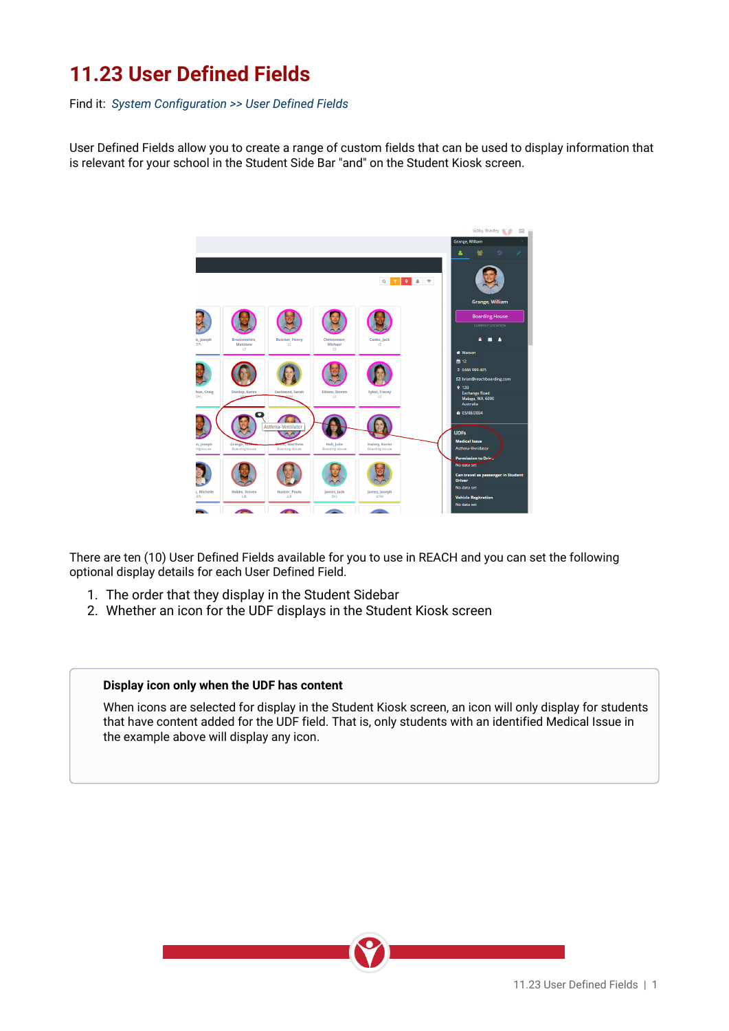# 11.23 User Defined Fields

Find it: *System Configuration >> User Defined Fields*

User Defined Fields allow you to create a range of custom fields that can be used to display information that is relevant for your school in the Student Side Bar "and" on the Student Kiosk screen.

There are ten (10) User Defined Fields available for you to use in REACH and you can set the following optional display details for each User Defined Field.

1. The order that they display in the Student Sidebar
2. Whether an icon for the UDF displays in the Student Kiosk screen

> **Display icon only when the UDF has content**
>
> When icons are selected for display in the Student Kiosk screen, an icon will only display for students that have content added for the UDF field. That is, only students with an identified Medical Issue in the example above will display any icon.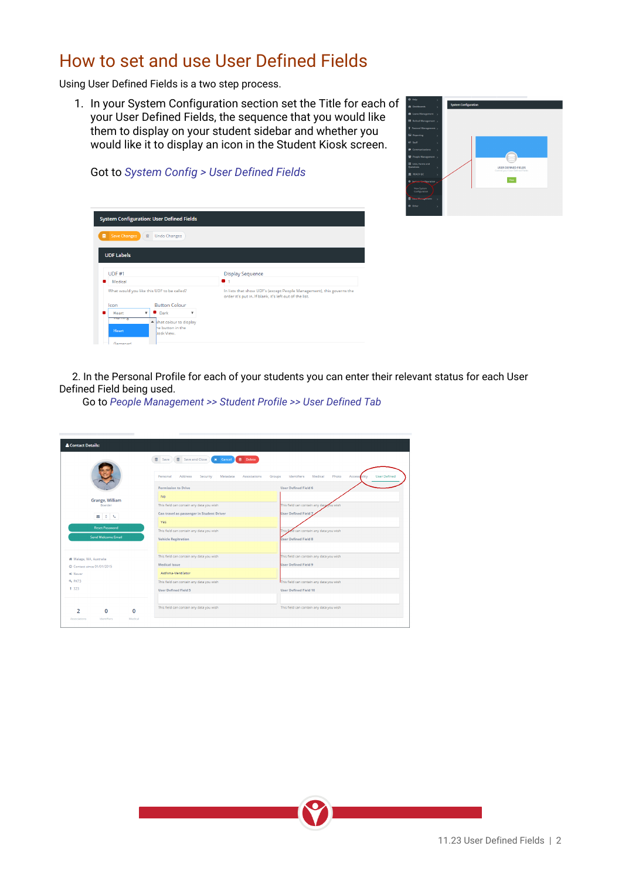# How to set and use User Defined Fields

Using User Defined Fields is a two step process.

1. In your System Configuration section set the Title for each of your User Defined Fields, the sequence that you would like them to display on your student sidebar and whether you would like it to display an icon in the Student Kiosk screen.

   Got to *System Config > User Defined Fields*

2. In the Personal Profile for each of your students you can enter their relevant status for each User Defined Field being used.

   Go to *People Management >> Student Profile >> User Defined Tab*